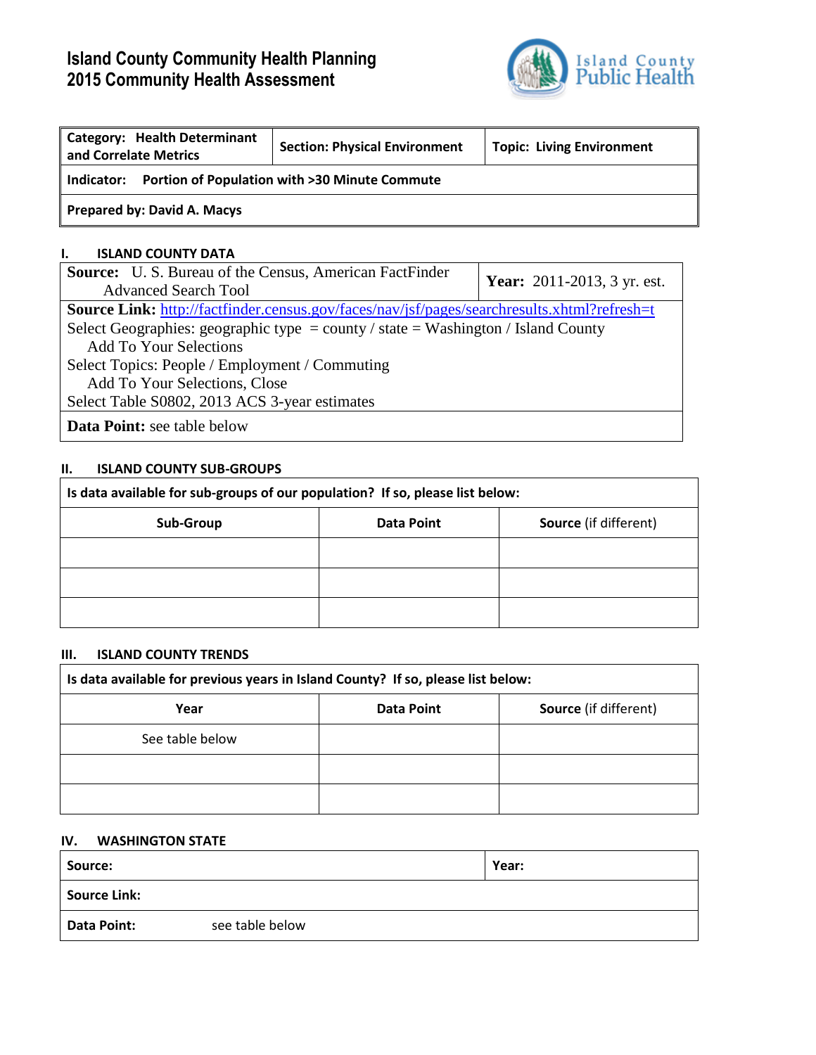# Island County Community Health Planning
# 2015 Community Health Assessment

Island County Public Health

| **Category: Health Determinant and Correlate Metrics** | **Section: Physical Environment** | **Topic: Living Environment** |
|---|---|---|
| **Indicator: Portion of Population with >30 Minute Commute** | | |
| **Prepared by: David A. Macys** | | |

## I. ISLAND COUNTY DATA

| **Source:** U. S. Bureau of the Census, American FactFinder Advanced Search Tool | **Year:** 2011-2013, 3 yr. est. |
|---|---|
| **Source Link:** http://factfinder.census.gov/faces/nav/jsf/pages/searchresults.xhtml?refresh=t<br>Select Geographies: geographic type = county / state = Washington / Island County<br>Add To Your Selections<br>Select Topics: People / Employment / Commuting<br>Add To Your Selections, Close<br>Select Table S0802, 2013 ACS 3-year estimates | |
| **Data Point:** see table below | |

## II. ISLAND COUNTY SUB-GROUPS

**Is data available for sub-groups of our population? If so, please list below:**

| Sub-Group | Data Point | Source (if different) |
|---|---|---|
| | | |
| | | |
| | | |

## III. ISLAND COUNTY TRENDS

**Is data available for previous years in Island County? If so, please list below:**

| Year | Data Point | Source (if different) |
|---|---|---|
| See table below | | |
| | | |
| | | |

## IV. WASHINGTON STATE

| **Source:** | **Year:** |
|---|---|
| **Source Link:** | |
| **Data Point:** see table below | |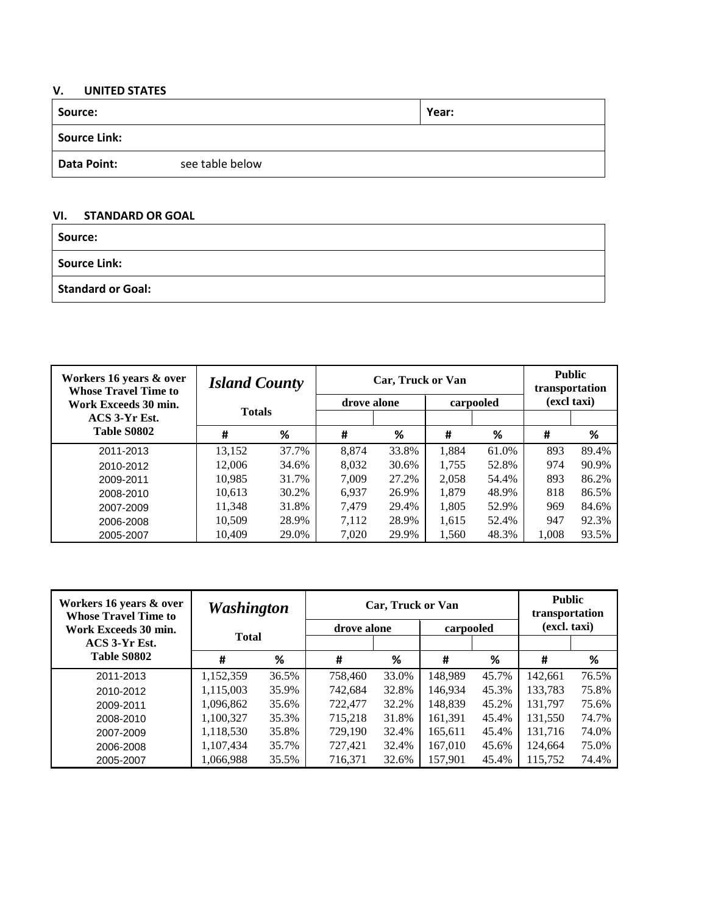### V. UNITED STATES

| Source: | | Year: |
|---|---|---|
| **Source Link:** | | |
| **Data Point:** | see table below | |

### VI. STANDARD OR GOAL

| Source: |
|---|
| **Source Link:** |
| **Standard or Goal:** |

| Workers 16 years & over Whose Travel Time to Work Exceeds 30 min. ACS 3-Yr Est. Table S0802 | *Island County* Totals | | Car, Truck or Van | | | | Public transportation (excl taxi) | |
|---|---|---|---|---|---|---|---|---|
| | | | drove alone | | carpooled | | | |
| | # | % | # | % | # | % | # | % |
| 2011-2013 | 13,152 | 37.7% | 8,874 | 33.8% | 1,884 | 61.0% | 893 | 89.4% |
| 2010-2012 | 12,006 | 34.6% | 8,032 | 30.6% | 1,755 | 52.8% | 974 | 90.9% |
| 2009-2011 | 10,985 | 31.7% | 7,009 | 27.2% | 2,058 | 54.4% | 893 | 86.2% |
| 2008-2010 | 10,613 | 30.2% | 6,937 | 26.9% | 1,879 | 48.9% | 818 | 86.5% |
| 2007-2009 | 11,348 | 31.8% | 7,479 | 29.4% | 1,805 | 52.9% | 969 | 84.6% |
| 2006-2008 | 10,509 | 28.9% | 7,112 | 28.9% | 1,615 | 52.4% | 947 | 92.3% |
| 2005-2007 | 10,409 | 29.0% | 7,020 | 29.9% | 1,560 | 48.3% | 1,008 | 93.5% |

| Workers 16 years & over Whose Travel Time to Work Exceeds 30 min. ACS 3-Yr Est. Table S0802 | *Washington* Total | | Car, Truck or Van | | | | Public transportation (excl. taxi) | |
|---|---|---|---|---|---|---|---|---|
| | | | drove alone | | carpooled | | | |
| | # | % | # | % | # | % | # | % |
| 2011-2013 | 1,152,359 | 36.5% | 758,460 | 33.0% | 148,989 | 45.7% | 142,661 | 76.5% |
| 2010-2012 | 1,115,003 | 35.9% | 742,684 | 32.8% | 146,934 | 45.3% | 133,783 | 75.8% |
| 2009-2011 | 1,096,862 | 35.6% | 722,477 | 32.2% | 148,839 | 45.2% | 131,797 | 75.6% |
| 2008-2010 | 1,100,327 | 35.3% | 715,218 | 31.8% | 161,391 | 45.4% | 131,550 | 74.7% |
| 2007-2009 | 1,118,530 | 35.8% | 729,190 | 32.4% | 165,611 | 45.4% | 131,716 | 74.0% |
| 2006-2008 | 1,107,434 | 35.7% | 727,421 | 32.4% | 167,010 | 45.6% | 124,664 | 75.0% |
| 2005-2007 | 1,066,988 | 35.5% | 716,371 | 32.6% | 157,901 | 45.4% | 115,752 | 74.4% |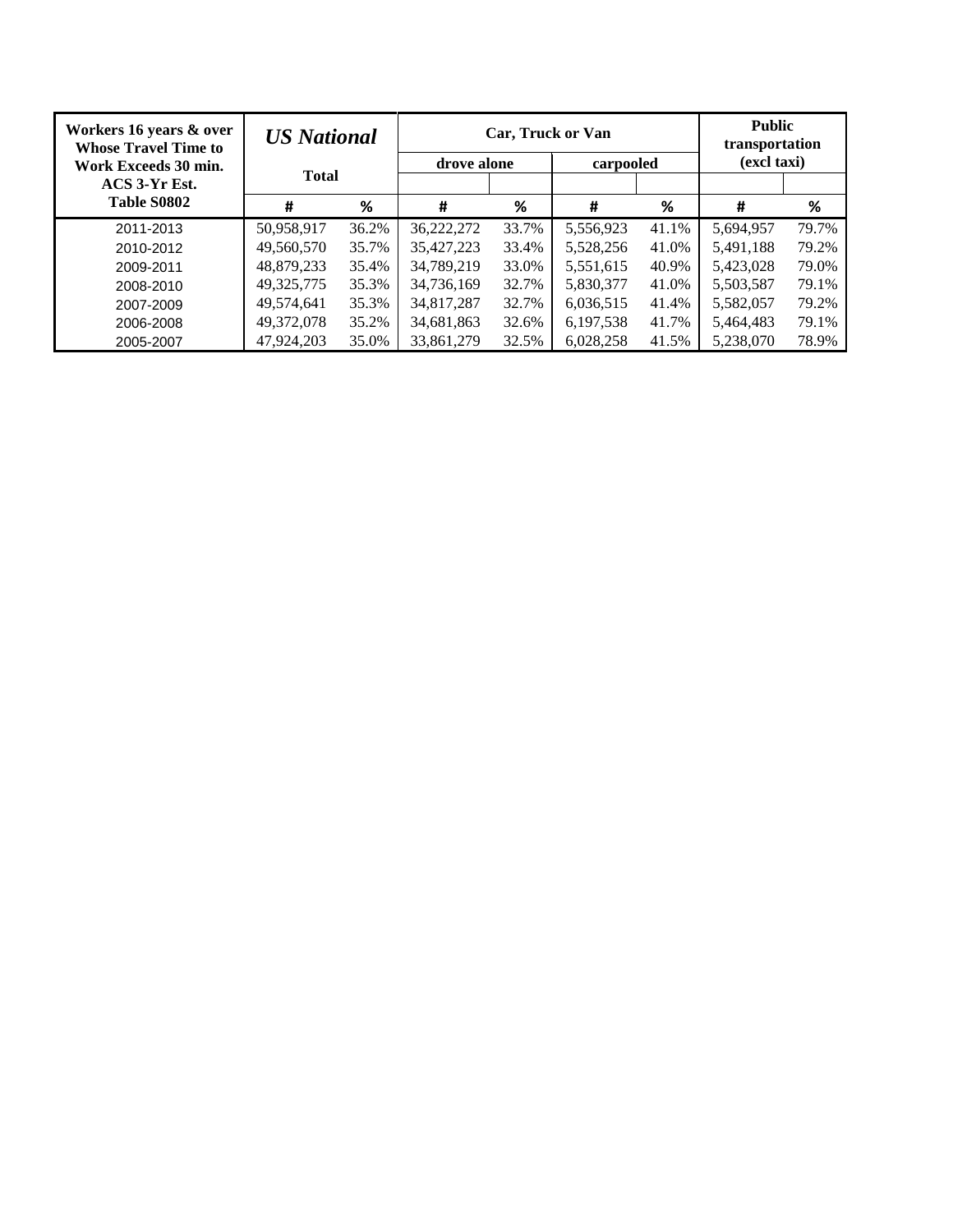| Workers 16 years & over Whose Travel Time to Work Exceeds 30 min. ACS 3-Yr Est. Table S0802 | *US National* Total | | Car, Truck or Van drove alone | | Car, Truck or Van carpooled | | Public transportation (excl taxi) | |
|---|---|---|---|---|---|---|---|---|
| | # | % | # | % | # | % | # | % |
| 2011-2013 | 50,958,917 | 36.2% | 36,222,272 | 33.7% | 5,556,923 | 41.1% | 5,694,957 | 79.7% |
| 2010-2012 | 49,560,570 | 35.7% | 35,427,223 | 33.4% | 5,528,256 | 41.0% | 5,491,188 | 79.2% |
| 2009-2011 | 48,879,233 | 35.4% | 34,789,219 | 33.0% | 5,551,615 | 40.9% | 5,423,028 | 79.0% |
| 2008-2010 | 49,325,775 | 35.3% | 34,736,169 | 32.7% | 5,830,377 | 41.0% | 5,503,587 | 79.1% |
| 2007-2009 | 49,574,641 | 35.3% | 34,817,287 | 32.7% | 6,036,515 | 41.4% | 5,582,057 | 79.2% |
| 2006-2008 | 49,372,078 | 35.2% | 34,681,863 | 32.6% | 6,197,538 | 41.7% | 5,464,483 | 79.1% |
| 2005-2007 | 47,924,203 | 35.0% | 33,861,279 | 32.5% | 6,028,258 | 41.5% | 5,238,070 | 78.9% |